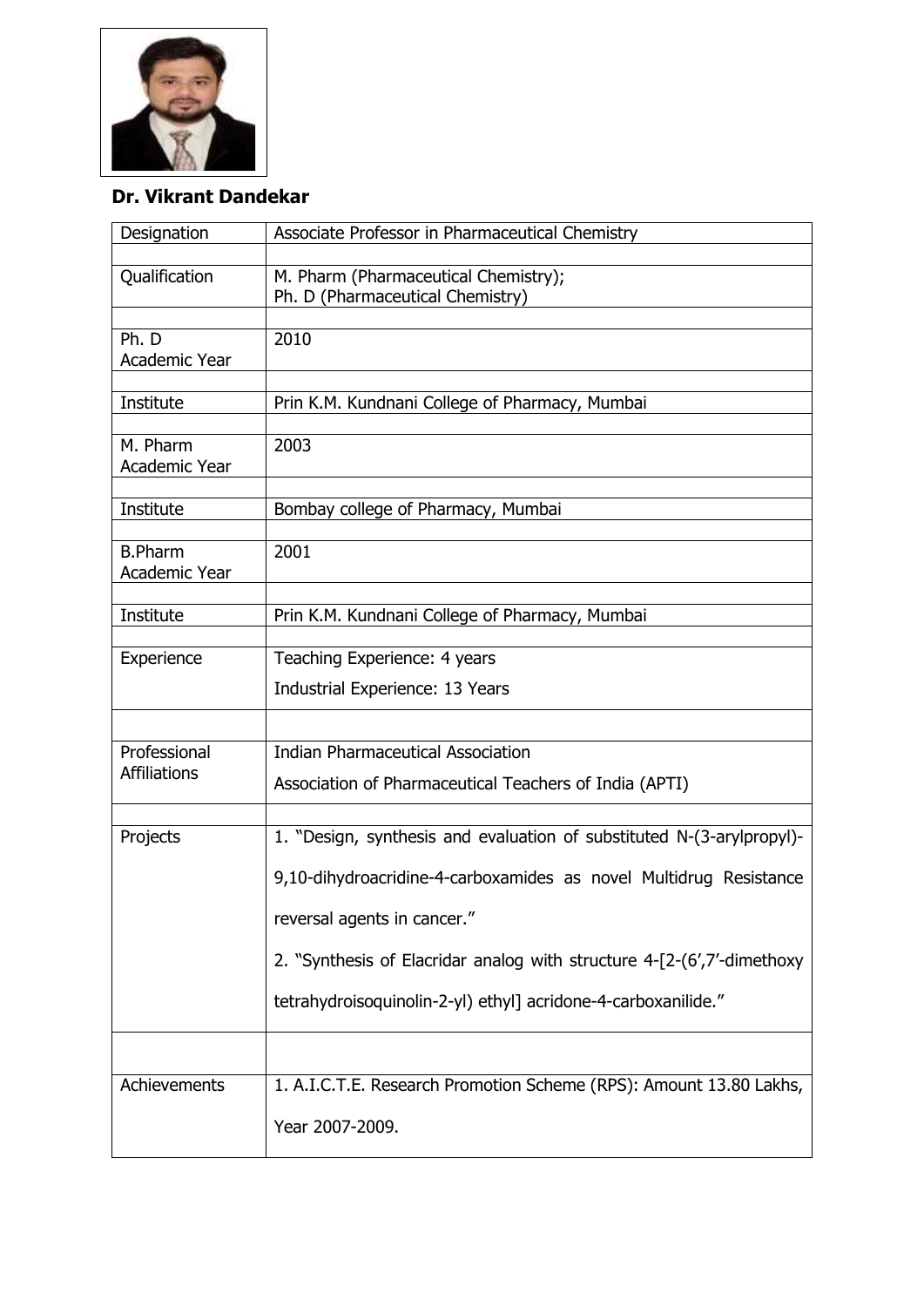**Dr. Vikrant Dandekar**

| Designation | Associate Professor in Pharmaceutical Chemistry |
|---|---|
| Qualification | M. Pharm (Pharmaceutical Chemistry);<br>Ph. D (Pharmaceutical Chemistry) |
| Ph. D<br>Academic Year | 2010 |
| Institute | Prin K.M. Kundnani College of Pharmacy, Mumbai |
| M. Pharm<br>Academic Year | 2003 |
| Institute | Bombay college of Pharmacy, Mumbai |
| B.Pharm<br>Academic Year | 2001 |
| Institute | Prin K.M. Kundnani College of Pharmacy, Mumbai |
| Experience | Teaching Experience: 4 years<br>Industrial Experience: 13 Years |
| Professional Affiliations | Indian Pharmaceutical Association<br>Association of Pharmaceutical Teachers of India (APTI) |
| Projects | 1. "Design, synthesis and evaluation of substituted N-(3-arylpropyl)-9,10-dihydroacridine-4-carboxamides as novel Multidrug Resistance reversal agents in cancer."<br>2. "Synthesis of Elacridar analog with structure 4-[2-(6',7'-dimethoxy tetrahydroisoquinolin-2-yl) ethyl] acridone-4-carboxanilide." |
| Achievements | 1. A.I.C.T.E. Research Promotion Scheme (RPS): Amount 13.80 Lakhs, Year 2007-2009. |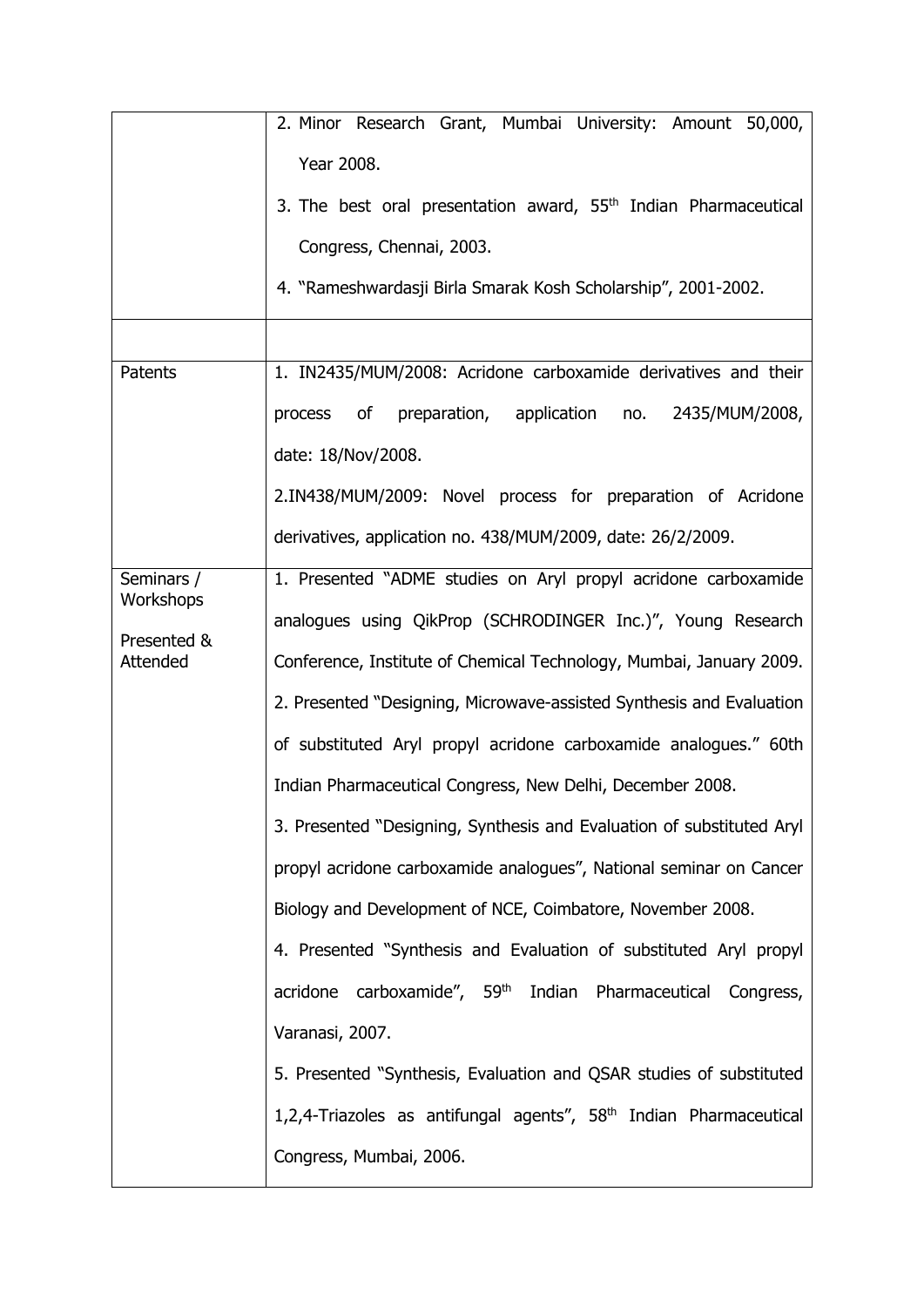| | |
|---|---|
| | 2. Minor Research Grant, Mumbai University: Amount 50,000, Year 2008.<br>3. The best oral presentation award, 55th Indian Pharmaceutical Congress, Chennai, 2003.<br>4. "Rameshwardasji Birla Smarak Kosh Scholarship", 2001-2002. |
| | |
| Patents | 1. IN2435/MUM/2008: Acridone carboxamide derivatives and their process of preparation, application no. 2435/MUM/2008, date: 18/Nov/2008.<br>2.IN438/MUM/2009: Novel process for preparation of Acridone derivatives, application no. 438/MUM/2009, date: 26/2/2009. |
| Seminars / Workshops<br><br>Presented & Attended | 1. Presented "ADME studies on Aryl propyl acridone carboxamide analogues using QikProp (SCHRODINGER Inc.)", Young Research Conference, Institute of Chemical Technology, Mumbai, January 2009.<br>2. Presented "Designing, Microwave-assisted Synthesis and Evaluation of substituted Aryl propyl acridone carboxamide analogues." 60th Indian Pharmaceutical Congress, New Delhi, December 2008.<br>3. Presented "Designing, Synthesis and Evaluation of substituted Aryl propyl acridone carboxamide analogues", National seminar on Cancer Biology and Development of NCE, Coimbatore, November 2008.<br>4. Presented "Synthesis and Evaluation of substituted Aryl propyl acridone carboxamide", 59th Indian Pharmaceutical Congress, Varanasi, 2007.<br>5. Presented "Synthesis, Evaluation and QSAR studies of substituted 1,2,4-Triazoles as antifungal agents", 58th Indian Pharmaceutical Congress, Mumbai, 2006. |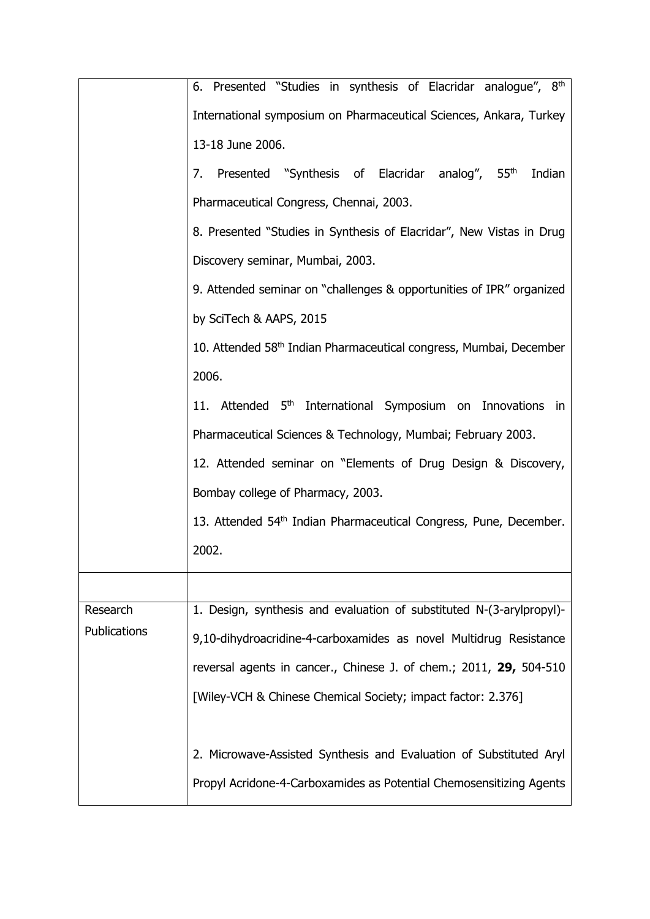|  |  |
|---|---|
|  | 6. Presented "Studies in synthesis of Elacridar analogue", 8th International symposium on Pharmaceutical Sciences, Ankara, Turkey 13-18 June 2006.<br>7. Presented "Synthesis of Elacridar analog", 55th Indian Pharmaceutical Congress, Chennai, 2003.<br>8. Presented "Studies in Synthesis of Elacridar", New Vistas in Drug Discovery seminar, Mumbai, 2003.<br>9. Attended seminar on "challenges & opportunities of IPR" organized by SciTech & AAPS, 2015<br>10. Attended 58th Indian Pharmaceutical congress, Mumbai, December 2006.<br>11. Attended 5th International Symposium on Innovations in Pharmaceutical Sciences & Technology, Mumbai; February 2003.<br>12. Attended seminar on "Elements of Drug Design & Discovery, Bombay college of Pharmacy, 2003.<br>13. Attended 54th Indian Pharmaceutical Congress, Pune, December. 2002. |
|  |  |
| Research Publications | 1. Design, synthesis and evaluation of substituted N-(3-arylpropyl)-9,10-dihydroacridine-4-carboxamides as novel Multidrug Resistance reversal agents in cancer., Chinese J. of chem.; 2011, **29,** 504-510 [Wiley-VCH & Chinese Chemical Society; impact factor: 2.376]<br><br>2. Microwave-Assisted Synthesis and Evaluation of Substituted Aryl Propyl Acridone-4-Carboxamides as Potential Chemosensitizing Agents |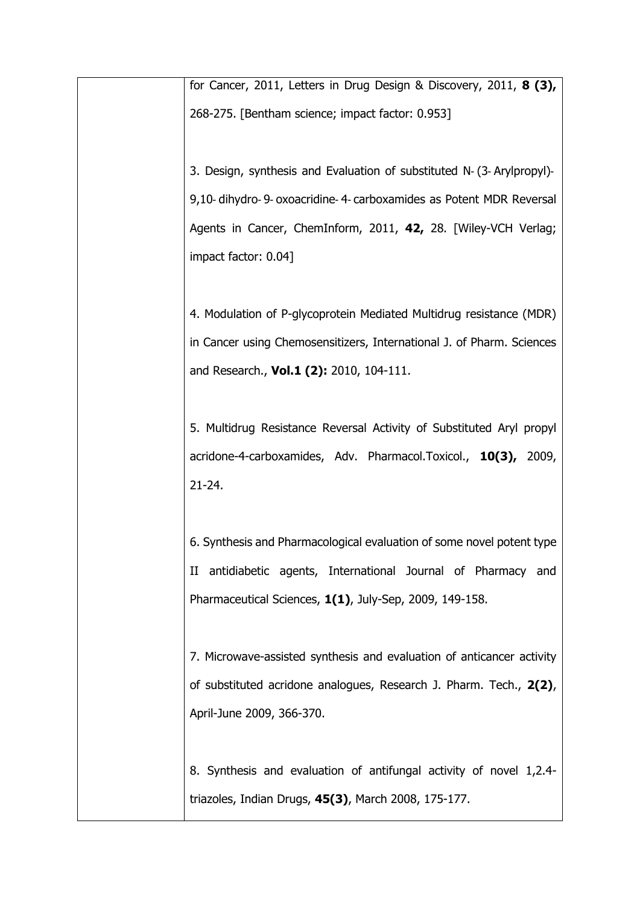| | for Cancer, 2011, Letters in Drug Design & Discovery, 2011, **8 (3),** 268-275. [Bentham science; impact factor: 0.953]<br><br>3. Design, synthesis and Evaluation of substituted N- (3- Arylpropyl)-9,10- dihydro- 9- oxoacridine- 4- carboxamides as Potent MDR Reversal Agents in Cancer, ChemInform, 2011, **42,** 28. [Wiley-VCH Verlag; impact factor: 0.04]<br><br>4. Modulation of P-glycoprotein Mediated Multidrug resistance (MDR) in Cancer using Chemosensitizers, International J. of Pharm. Sciences and Research., **Vol.1 (2):** 2010, 104-111.<br><br>5. Multidrug Resistance Reversal Activity of Substituted Aryl propyl acridone-4-carboxamides, Adv. Pharmacol.Toxicol., **10(3),** 2009, 21-24.<br><br>6. Synthesis and Pharmacological evaluation of some novel potent type II antidiabetic agents, International Journal of Pharmacy and Pharmaceutical Sciences, **1(1)**, July-Sep, 2009, 149-158.<br><br>7. Microwave-assisted synthesis and evaluation of anticancer activity of substituted acridone analogues, Research J. Pharm. Tech., **2(2)**, April-June 2009, 366-370.<br><br>8. Synthesis and evaluation of antifungal activity of novel 1,2.4-triazoles, Indian Drugs, **45(3)**, March 2008, 175-177. |
|---|---|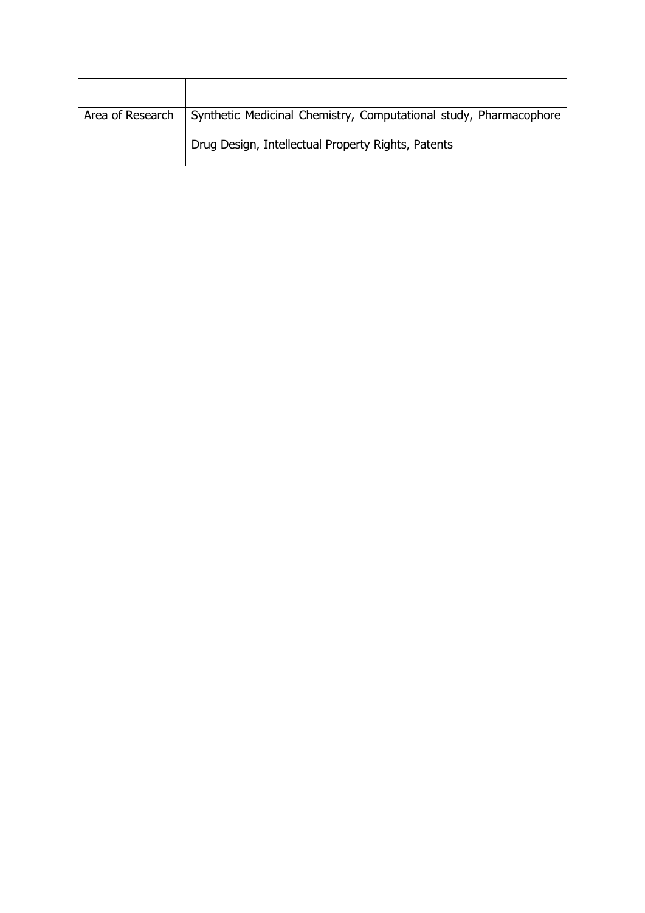| | |
|---|---|
| Area of Research | Synthetic Medicinal Chemistry, Computational study, Pharmacophore Drug Design, Intellectual Property Rights, Patents |